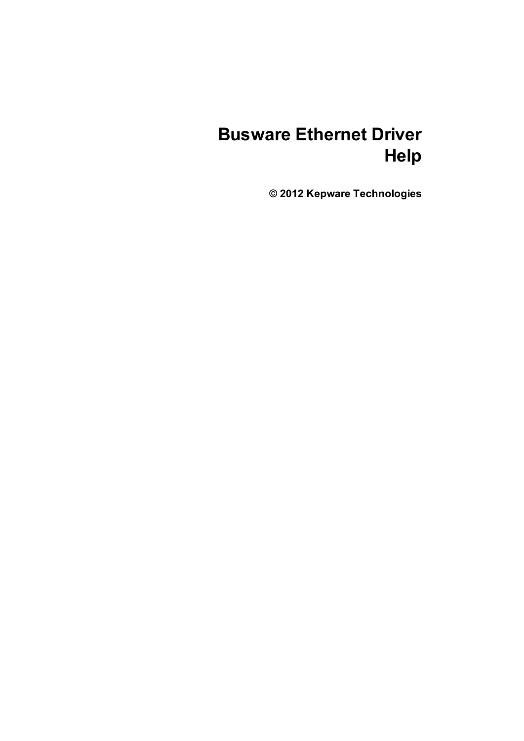# Busware Ethernet Driver Help

**© 2012 Kepware Technologies**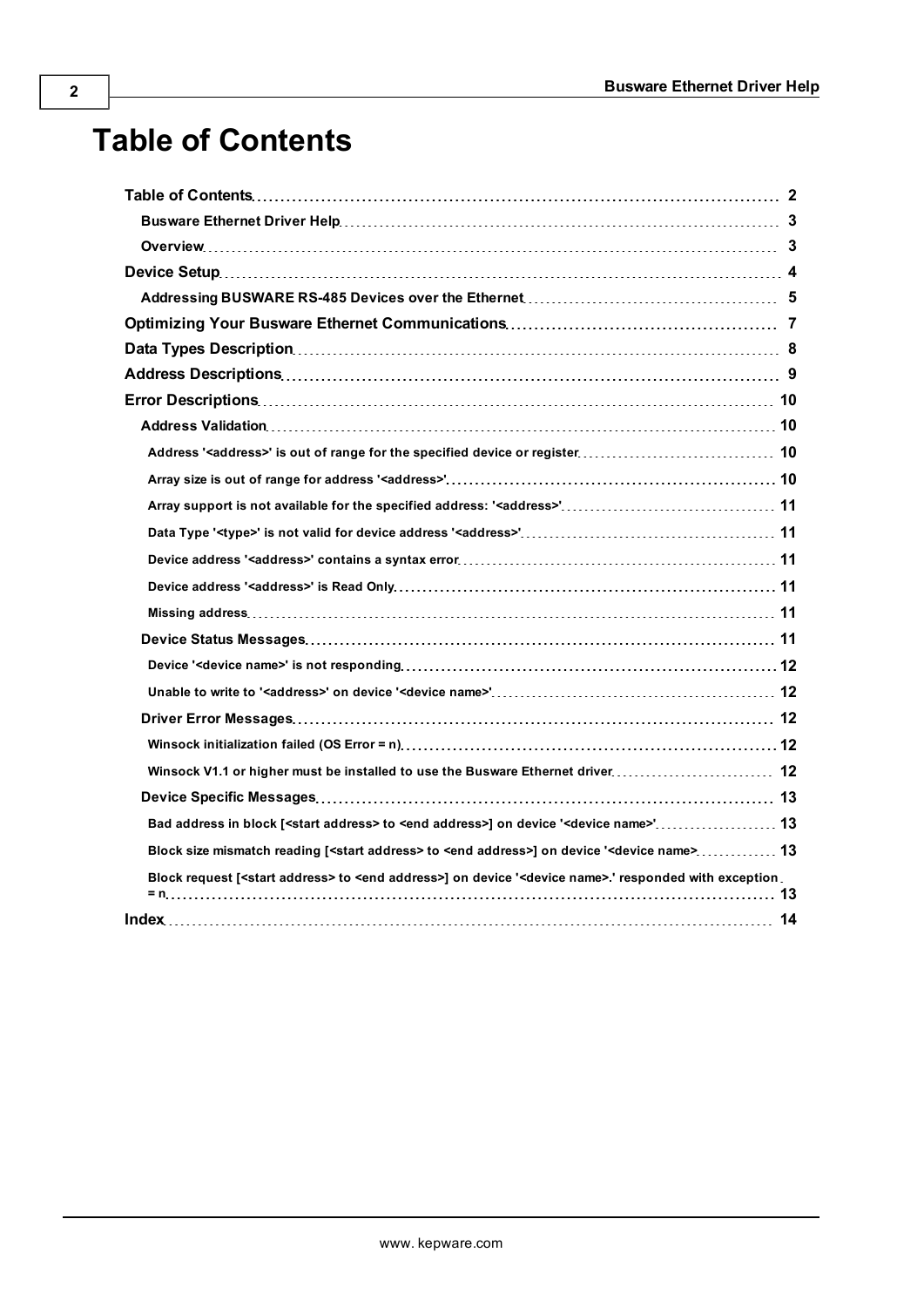# Table of Contents

- **Table of Contents** 2
  - **Busware Ethernet Driver Help** 3
  - **Overview** 3
- **Device Setup** 4
  - **Addressing BUSWARE RS-485 Devices over the Ethernet** 5
- **Optimizing Your Busware Ethernet Communications** 7
- **Data Types Description** 8
- **Address Descriptions** 9
- **Error Descriptions** 10
  - **Address Validation** 10
    - Address '<address>' is out of range for the specified device or register 10
    - Array size is out of range for address '<address>' 10
    - Array support is not available for the specified address: '<address>' 11
    - Data Type '<type>' is not valid for device address '<address>' 11
    - Device address '<address>' contains a syntax error 11
    - Device address '<address>' is Read Only 11
    - Missing address 11
  - **Device Status Messages** 11
    - Device '<device name>' is not responding 12
    - Unable to write to '<address>' on device '<device name>' 12
  - **Driver Error Messages** 12
    - Winsock initialization failed (OS Error = n) 12
    - Winsock V1.1 or higher must be installed to use the Busware Ethernet driver 12
  - **Device Specific Messages** 13
    - Bad address in block [<start address> to <end address>] on device '<device name>' 13
    - Block size mismatch reading [<start address> to <end address>] on device '<device name> 13
    - Block request [<start address> to <end address>] on device '<device name>.' responded with exception = n 13
- **Index** 14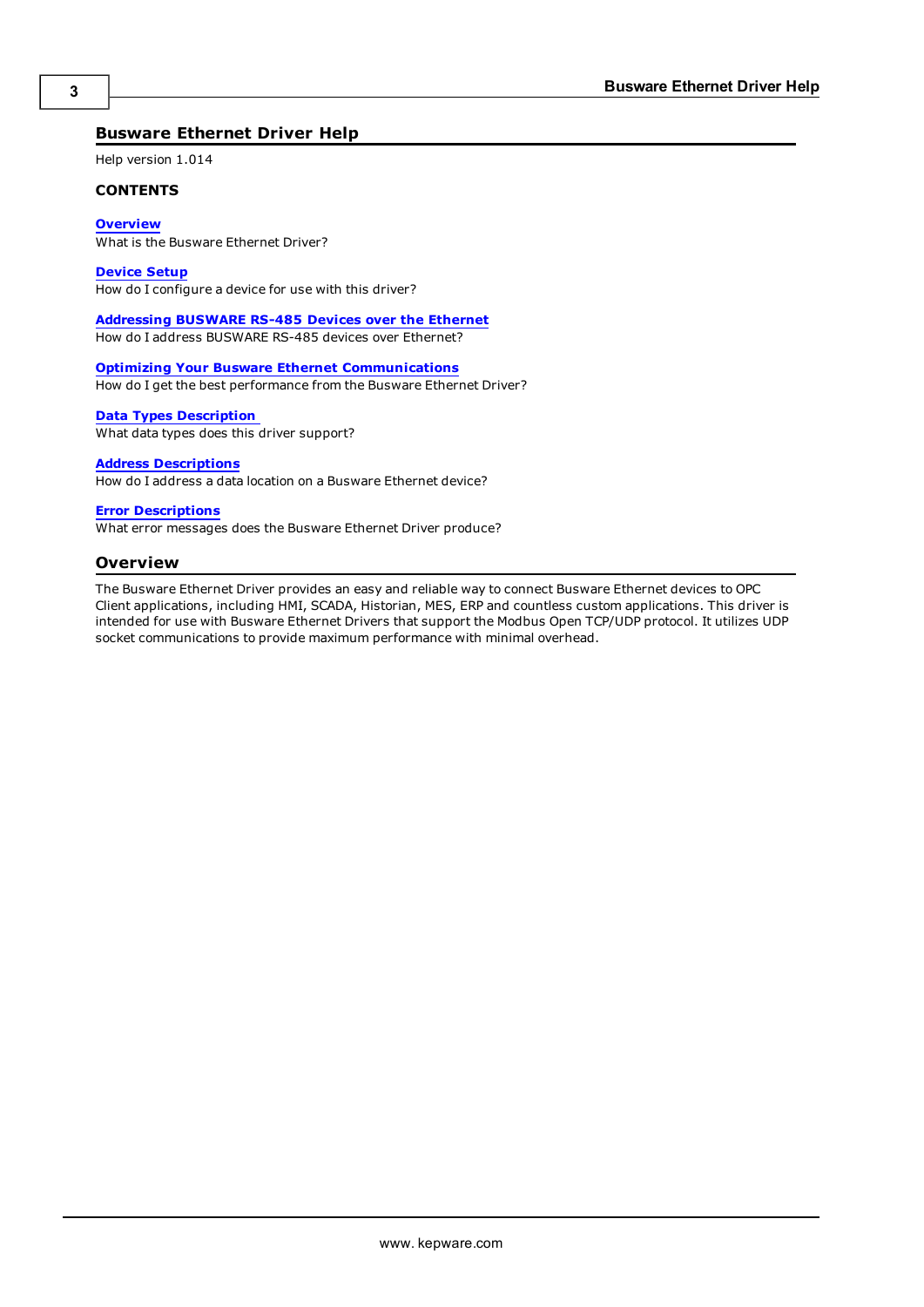# Busware Ethernet Driver Help

Help version 1.014

**CONTENTS**

**Overview**
What is the Busware Ethernet Driver?

**Device Setup**
How do I configure a device for use with this driver?

**Addressing BUSWARE RS-485 Devices over the Ethernet**
How do I address BUSWARE RS-485 devices over Ethernet?

**Optimizing Your Busware Ethernet Communications**
How do I get the best performance from the Busware Ethernet Driver?

**Data Types Description**
What data types does this driver support?

**Address Descriptions**
How do I address a data location on a Busware Ethernet device?

**Error Descriptions**
What error messages does the Busware Ethernet Driver produce?

## Overview

The Busware Ethernet Driver provides an easy and reliable way to connect Busware Ethernet devices to OPC Client applications, including HMI, SCADA, Historian, MES, ERP and countless custom applications. This driver is intended for use with Busware Ethernet Drivers that support the Modbus Open TCP/UDP protocol. It utilizes UDP socket communications to provide maximum performance with minimal overhead.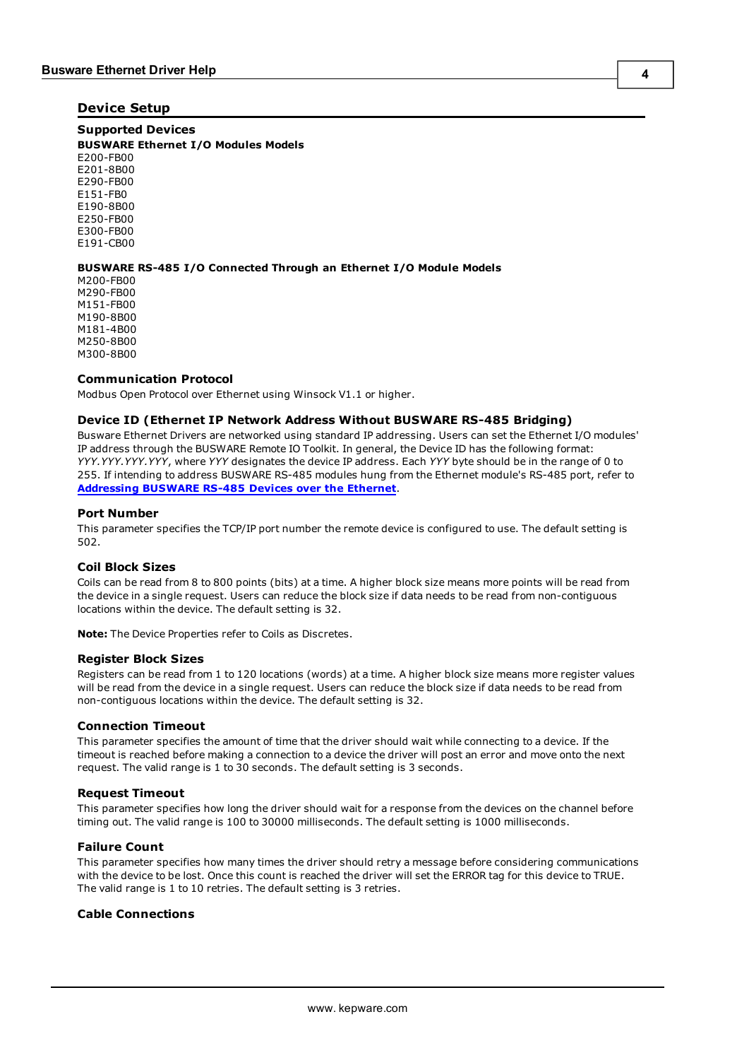## Device Setup

### Supported Devices

**BUSWARE Ethernet I/O Modules Models**

E200-FB00
E201-8B00
E290-FB00
E151-FB0
E190-8B00
E250-FB00
E300-FB00
E191-CB00

**BUSWARE RS-485 I/O Connected Through an Ethernet I/O Module Models**

M200-FB00
M290-FB00
M151-FB00
M190-8B00
M181-4B00
M250-8B00
M300-8B00

### Communication Protocol

Modbus Open Protocol over Ethernet using Winsock V1.1 or higher.

### Device ID (Ethernet IP Network Address Without BUSWARE RS-485 Bridging)

Busware Ethernet Drivers are networked using standard IP addressing. Users can set the Ethernet I/O modules' IP address through the BUSWARE Remote IO Toolkit. In general, the Device ID has the following format: *YYY.YYY.YYY.YYY*, where *YYY* designates the device IP address. Each *YYY* byte should be in the range of 0 to 255. If intending to address BUSWARE RS-485 modules hung from the Ethernet module's RS-485 port, refer to **Addressing BUSWARE RS-485 Devices over the Ethernet**.

### Port Number

This parameter specifies the TCP/IP port number the remote device is configured to use. The default setting is 502.

### Coil Block Sizes

Coils can be read from 8 to 800 points (bits) at a time. A higher block size means more points will be read from the device in a single request. Users can reduce the block size if data needs to be read from non-contiguous locations within the device. The default setting is 32.

**Note:** The Device Properties refer to Coils as Discretes.

### Register Block Sizes

Registers can be read from 1 to 120 locations (words) at a time. A higher block size means more register values will be read from the device in a single request. Users can reduce the block size if data needs to be read from non-contiguous locations within the device. The default setting is 32.

### Connection Timeout

This parameter specifies the amount of time that the driver should wait while connecting to a device. If the timeout is reached before making a connection to a device the driver will post an error and move onto the next request. The valid range is 1 to 30 seconds. The default setting is 3 seconds.

### Request Timeout

This parameter specifies how long the driver should wait for a response from the devices on the channel before timing out. The valid range is 100 to 30000 milliseconds. The default setting is 1000 milliseconds.

### Failure Count

This parameter specifies how many times the driver should retry a message before considering communications with the device to be lost. Once this count is reached the driver will set the ERROR tag for this device to TRUE. The valid range is 1 to 10 retries. The default setting is 3 retries.

### Cable Connections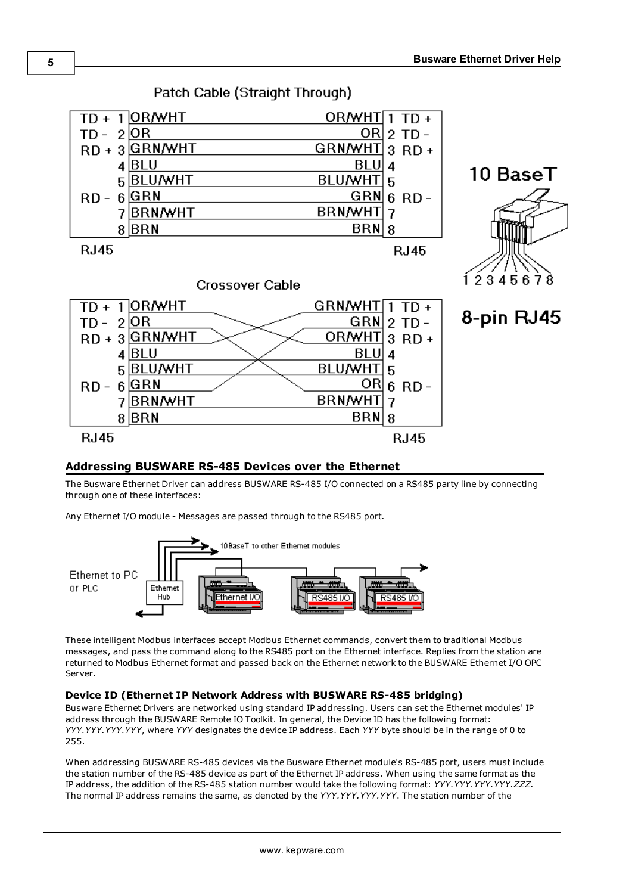Patch Cable (Straight Through)

| RJ45 | | | RJ45 |
|---|---|---|---|
| TD + 1 | OR/WHT | OR/WHT | 1 TD + |
| TD - 2 | OR | OR | 2 TD - |
| RD + 3 | GRN/WHT | GRN/WHT | 3 RD + |
| 4 | BLU | BLU | 4 |
| 5 | BLU/WHT | BLU/WHT | 5 |
| RD - 6 | GRN | GRN | 6 RD - |
| 7 | BRN/WHT | BRN/WHT | 7 |
| 8 | BRN | BRN | 8 |

10 BaseT

1 2 3 4 5 6 7 8

8-pin RJ45

Crossover Cable

| RJ45 | | | RJ45 |
|---|---|---|---|
| TD + 1 | OR/WHT | GRN/WHT | 1 TD + |
| TD - 2 | OR | GRN | 2 TD - |
| RD + 3 | GRN/WHT | OR/WHT | 3 RD + |
| 4 | BLU | BLU | 4 |
| 5 | BLU/WHT | BLU/WHT | 5 |
| RD - 6 | GRN | OR | 6 RD - |
| 7 | BRN/WHT | BRN/WHT | 7 |
| 8 | BRN | BRN | 8 |

## Addressing BUSWARE RS-485 Devices over the Ethernet

The Busware Ethernet Driver can address BUSWARE RS-485 I/O connected on a RS485 party line by connecting through one of these interfaces:

Any Ethernet I/O module - Messages are passed through to the RS485 port.

10BaseT to other Ethernet modules

Ethernet to PC or PLC

Ethernet Hub

Ethernet I/O

RS485 I/O

RS485 I/O

These intelligent Modbus interfaces accept Modbus Ethernet commands, convert them to traditional Modbus messages, and pass the command along to the RS485 port on the Ethernet interface. Replies from the station are returned to Modbus Ethernet format and passed back on the Ethernet network to the BUSWARE Ethernet I/O OPC Server.

### Device ID (Ethernet IP Network Address with BUSWARE RS-485 bridging)

Busware Ethernet Drivers are networked using standard IP addressing. Users can set the Ethernet modules' IP address through the BUSWARE Remote IO Toolkit. In general, the Device ID has the following format: *YYY.YYY.YYY.YYY*, where *YYY* designates the device IP address. Each *YYY* byte should be in the range of 0 to 255.

When addressing BUSWARE RS-485 devices via the Busware Ethernet module's RS-485 port, users must include the station number of the RS-485 device as part of the Ethernet IP address. When using the same format as the IP address, the addition of the RS-485 station number would take the following format: *YYY.YYY.YYY.YYY.ZZZ*. The normal IP address remains the same, as denoted by the *YYY.YYY.YYY.YYY*. The station number of the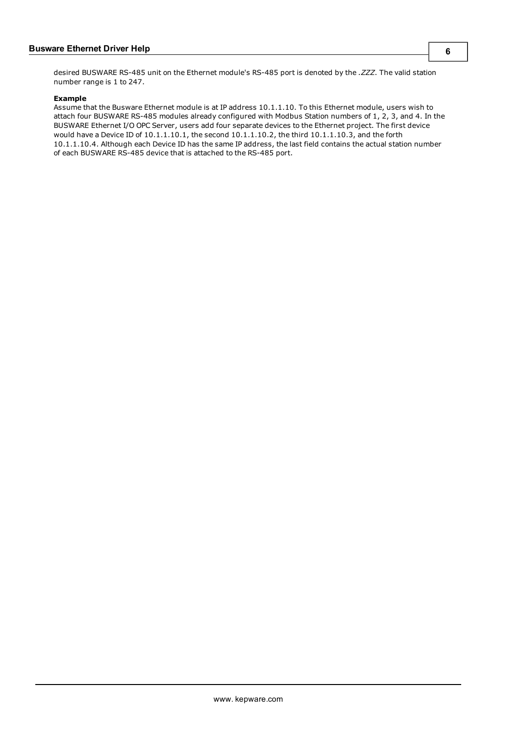desired BUSWARE RS-485 unit on the Ethernet module's RS-485 port is denoted by the *.ZZZ*. The valid station number range is 1 to 247.

**Example**

Assume that the Busware Ethernet module is at IP address 10.1.1.10. To this Ethernet module, users wish to attach four BUSWARE RS-485 modules already configured with Modbus Station numbers of 1, 2, 3, and 4. In the BUSWARE Ethernet I/O OPC Server, users add four separate devices to the Ethernet project. The first device would have a Device ID of 10.1.1.10.1, the second 10.1.1.10.2, the third 10.1.1.10.3, and the forth 10.1.1.10.4. Although each Device ID has the same IP address, the last field contains the actual station number of each BUSWARE RS-485 device that is attached to the RS-485 port.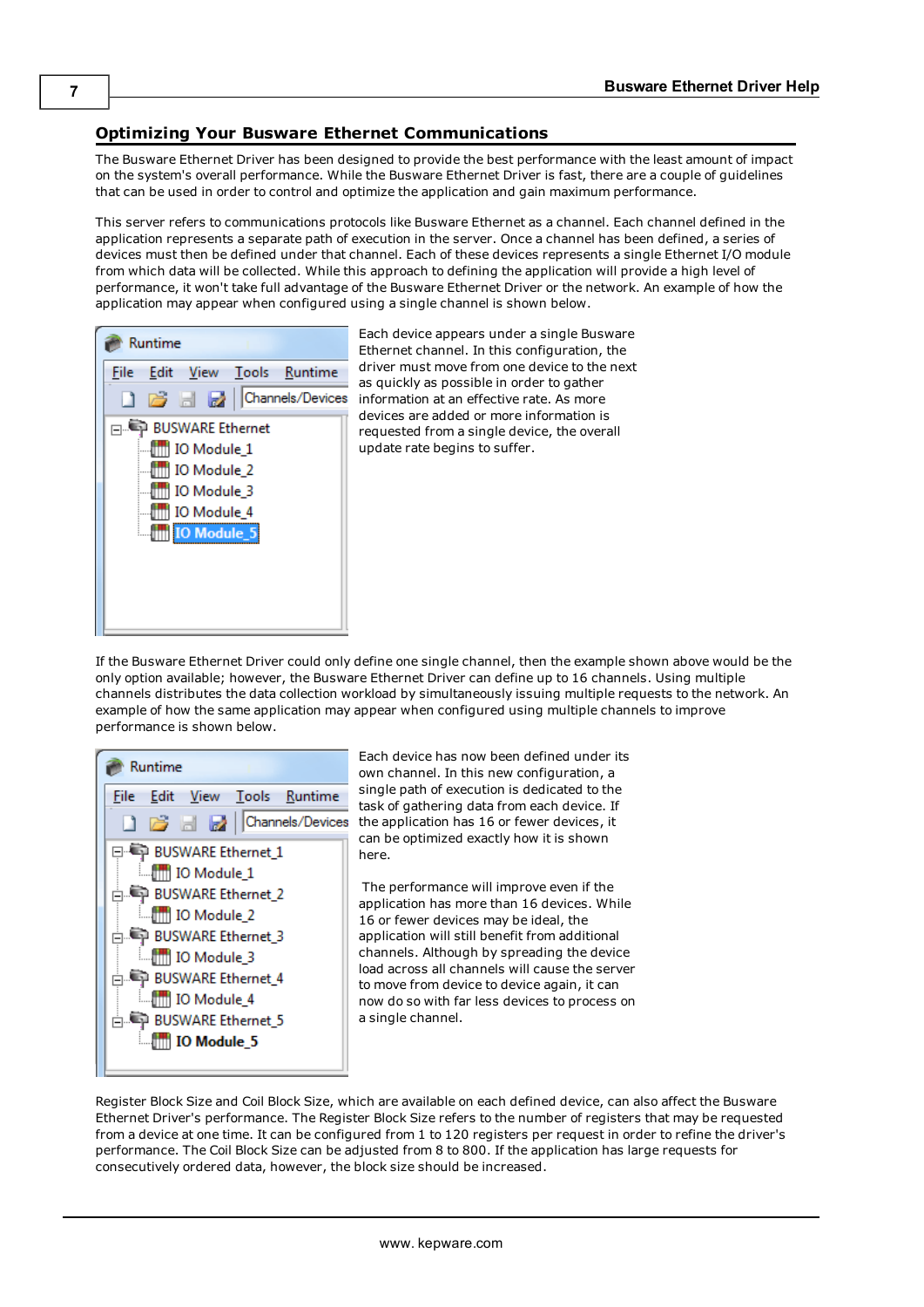## Optimizing Your Busware Ethernet Communications

The Busware Ethernet Driver has been designed to provide the best performance with the least amount of impact on the system's overall performance. While the Busware Ethernet Driver is fast, there are a couple of guidelines that can be used in order to control and optimize the application and gain maximum performance.

This server refers to communications protocols like Busware Ethernet as a channel. Each channel defined in the application represents a separate path of execution in the server. Once a channel has been defined, a series of devices must then be defined under that channel. Each of these devices represents a single Ethernet I/O module from which data will be collected. While this approach to defining the application will provide a high level of performance, it won't take full advantage of the Busware Ethernet Driver or the network. An example of how the application may appear when configured using a single channel is shown below.

Each device appears under a single Busware Ethernet channel. In this configuration, the driver must move from one device to the next as quickly as possible in order to gather information at an effective rate. As more devices are added or more information is requested from a single device, the overall update rate begins to suffer.

If the Busware Ethernet Driver could only define one single channel, then the example shown above would be the only option available; however, the Busware Ethernet Driver can define up to 16 channels. Using multiple channels distributes the data collection workload by simultaneously issuing multiple requests to the network. An example of how the same application may appear when configured using multiple channels to improve performance is shown below.

Each device has now been defined under its own channel. In this new configuration, a single path of execution is dedicated to the task of gathering data from each device. If the application has 16 or fewer devices, it can be optimized exactly how it is shown here.

The performance will improve even if the application has more than 16 devices. While 16 or fewer devices may be ideal, the application will still benefit from additional channels. Although by spreading the device load across all channels will cause the server to move from device to device again, it can now do so with far less devices to process on a single channel.

Register Block Size and Coil Block Size, which are available on each defined device, can also affect the Busware Ethernet Driver's performance. The Register Block Size refers to the number of registers that may be requested from a device at one time. It can be configured from 1 to 120 registers per request in order to refine the driver's performance. The Coil Block Size can be adjusted from 8 to 800. If the application has large requests for consecutively ordered data, however, the block size should be increased.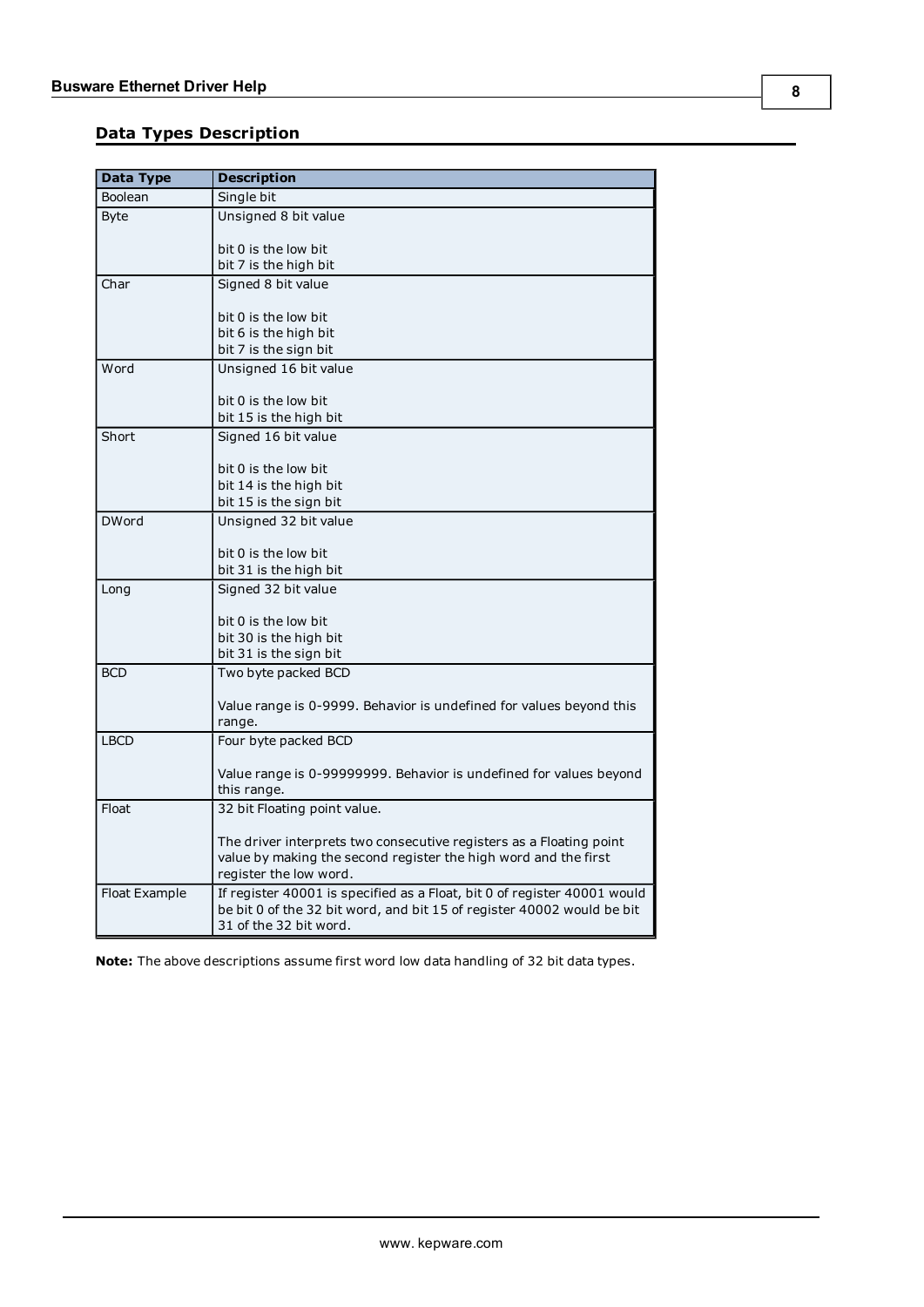## Data Types Description

| Data Type | Description |
|---|---|
| Boolean | Single bit |
| Byte | Unsigned 8 bit value<br><br>bit 0 is the low bit<br>bit 7 is the high bit |
| Char | Signed 8 bit value<br><br>bit 0 is the low bit<br>bit 6 is the high bit<br>bit 7 is the sign bit |
| Word | Unsigned 16 bit value<br><br>bit 0 is the low bit<br>bit 15 is the high bit |
| Short | Signed 16 bit value<br><br>bit 0 is the low bit<br>bit 14 is the high bit<br>bit 15 is the sign bit |
| DWord | Unsigned 32 bit value<br><br>bit 0 is the low bit<br>bit 31 is the high bit |
| Long | Signed 32 bit value<br><br>bit 0 is the low bit<br>bit 30 is the high bit<br>bit 31 is the sign bit |
| BCD | Two byte packed BCD<br><br>Value range is 0-9999. Behavior is undefined for values beyond this range. |
| LBCD | Four byte packed BCD<br><br>Value range is 0-99999999. Behavior is undefined for values beyond this range. |
| Float | 32 bit Floating point value.<br><br>The driver interprets two consecutive registers as a Floating point value by making the second register the high word and the first register the low word. |
| Float Example | If register 40001 is specified as a Float, bit 0 of register 40001 would be bit 0 of the 32 bit word, and bit 15 of register 40002 would be bit 31 of the 32 bit word. |

**Note:** The above descriptions assume first word low data handling of 32 bit data types.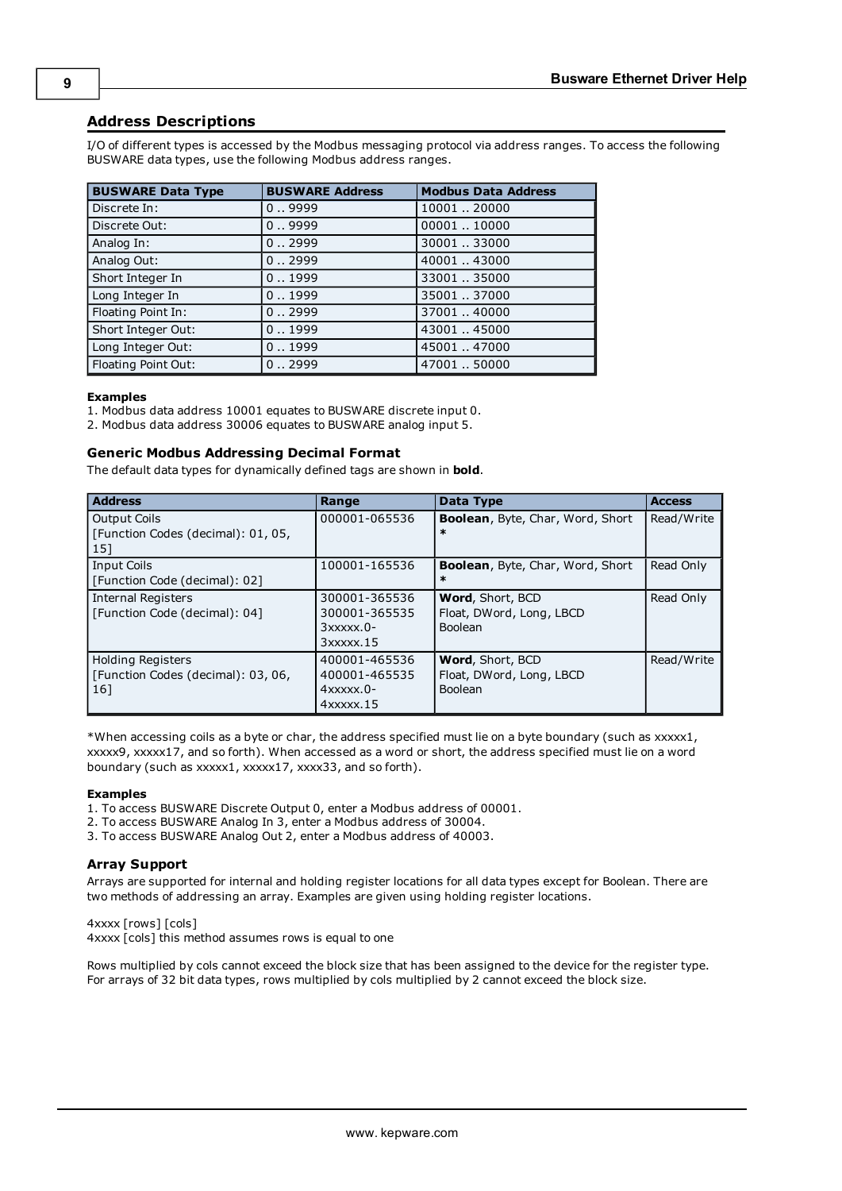## Address Descriptions

I/O of different types is accessed by the Modbus messaging protocol via address ranges. To access the following BUSWARE data types, use the following Modbus address ranges.

| BUSWARE Data Type | BUSWARE Address | Modbus Data Address |
|---|---|---|
| Discrete In: | 0 .. 9999 | 10001 .. 20000 |
| Discrete Out: | 0 .. 9999 | 00001 .. 10000 |
| Analog In: | 0 .. 2999 | 30001 .. 33000 |
| Analog Out: | 0 .. 2999 | 40001 .. 43000 |
| Short Integer In | 0 .. 1999 | 33001 .. 35000 |
| Long Integer In | 0 .. 1999 | 35001 .. 37000 |
| Floating Point In: | 0 .. 2999 | 37001 .. 40000 |
| Short Integer Out: | 0 .. 1999 | 43001 .. 45000 |
| Long Integer Out: | 0 .. 1999 | 45001 .. 47000 |
| Floating Point Out: | 0 .. 2999 | 47001 .. 50000 |

**Examples**

1. Modbus data address 10001 equates to BUSWARE discrete input 0.
2. Modbus data address 30006 equates to BUSWARE analog input 5.

### Generic Modbus Addressing Decimal Format

The default data types for dynamically defined tags are shown in **bold**.

| Address | Range | Data Type | Access |
|---|---|---|---|
| Output Coils [Function Codes (decimal): 01, 05, 15] | 000001-065536 | **Boolean**, Byte, Char, Word, Short * | Read/Write |
| Input Coils [Function Code (decimal): 02] | 100001-165536 | **Boolean**, Byte, Char, Word, Short * | Read Only |
| Internal Registers [Function Code (decimal): 04] | 300001-365536<br>300001-365535<br>3xxxxx.0-3xxxxx.15 | **Word**, Short, BCD<br>Float, DWord, Long, LBCD<br>Boolean | Read Only |
| Holding Registers [Function Codes (decimal): 03, 06, 16] | 400001-465536<br>400001-465535<br>4xxxxx.0-4xxxxx.15 | **Word**, Short, BCD<br>Float, DWord, Long, LBCD<br>Boolean | Read/Write |

*When accessing coils as a byte or char, the address specified must lie on a byte boundary (such as xxxxx1, xxxxx9, xxxxx17, and so forth). When accessed as a word or short, the address specified must lie on a word boundary (such as xxxxx1, xxxxx17, xxxx33, and so forth).

**Examples**

1. To access BUSWARE Discrete Output 0, enter a Modbus address of 00001.
2. To access BUSWARE Analog In 3, enter a Modbus address of 30004.
3. To access BUSWARE Analog Out 2, enter a Modbus address of 40003.

### Array Support

Arrays are supported for internal and holding register locations for all data types except for Boolean. There are two methods of addressing an array. Examples are given using holding register locations.

4xxxx [rows] [cols]
4xxxx [cols] this method assumes rows is equal to one

Rows multiplied by cols cannot exceed the block size that has been assigned to the device for the register type. For arrays of 32 bit data types, rows multiplied by cols multiplied by 2 cannot exceed the block size.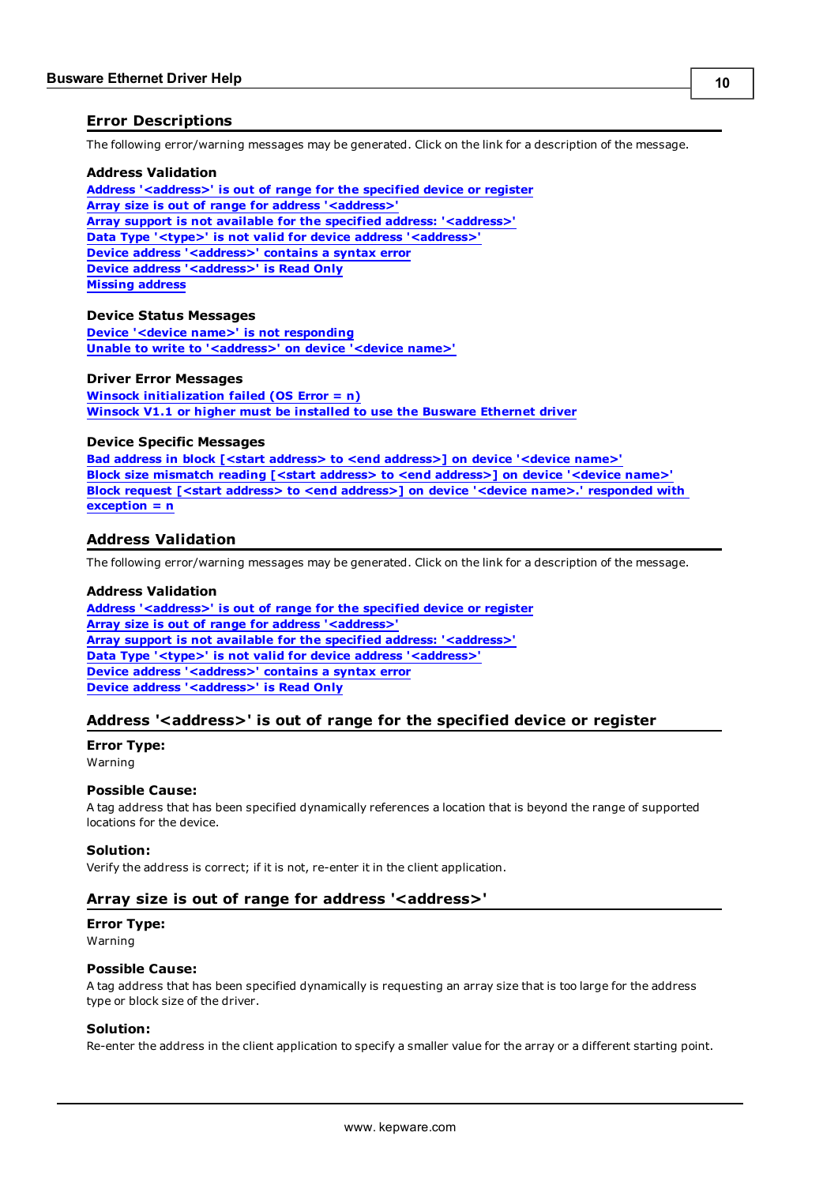## Error Descriptions

The following error/warning messages may be generated. Click on the link for a description of the message.

**Address Validation**

Address '<address>' is out of range for the specified device or register
Array size is out of range for address '<address>'
Array support is not available for the specified address: '<address>'
Data Type '<type>' is not valid for device address '<address>'
Device address '<address>' contains a syntax error
Device address '<address>' is Read Only
Missing address

**Device Status Messages**

Device '<device name>' is not responding
Unable to write to '<address>' on device '<device name>'

**Driver Error Messages**

Winsock initialization failed (OS Error = n)
Winsock V1.1 or higher must be installed to use the Busware Ethernet driver

**Device Specific Messages**

Bad address in block [<start address> to <end address>] on device '<device name>'
Block size mismatch reading [<start address> to <end address>] on device '<device name>'
Block request [<start address> to <end address>] on device '<device name>.' responded with exception = n

## Address Validation

The following error/warning messages may be generated. Click on the link for a description of the message.

**Address Validation**

Address '<address>' is out of range for the specified device or register
Array size is out of range for address '<address>'
Array support is not available for the specified address: '<address>'
Data Type '<type>' is not valid for device address '<address>'
Device address '<address>' contains a syntax error
Device address '<address>' is Read Only

### Address '<address>' is out of range for the specified device or register

**Error Type:**
Warning

**Possible Cause:**
A tag address that has been specified dynamically references a location that is beyond the range of supported locations for the device.

**Solution:**
Verify the address is correct; if it is not, re-enter it in the client application.

### Array size is out of range for address '<address>'

**Error Type:**
Warning

**Possible Cause:**
A tag address that has been specified dynamically is requesting an array size that is too large for the address type or block size of the driver.

**Solution:**
Re-enter the address in the client application to specify a smaller value for the array or a different starting point.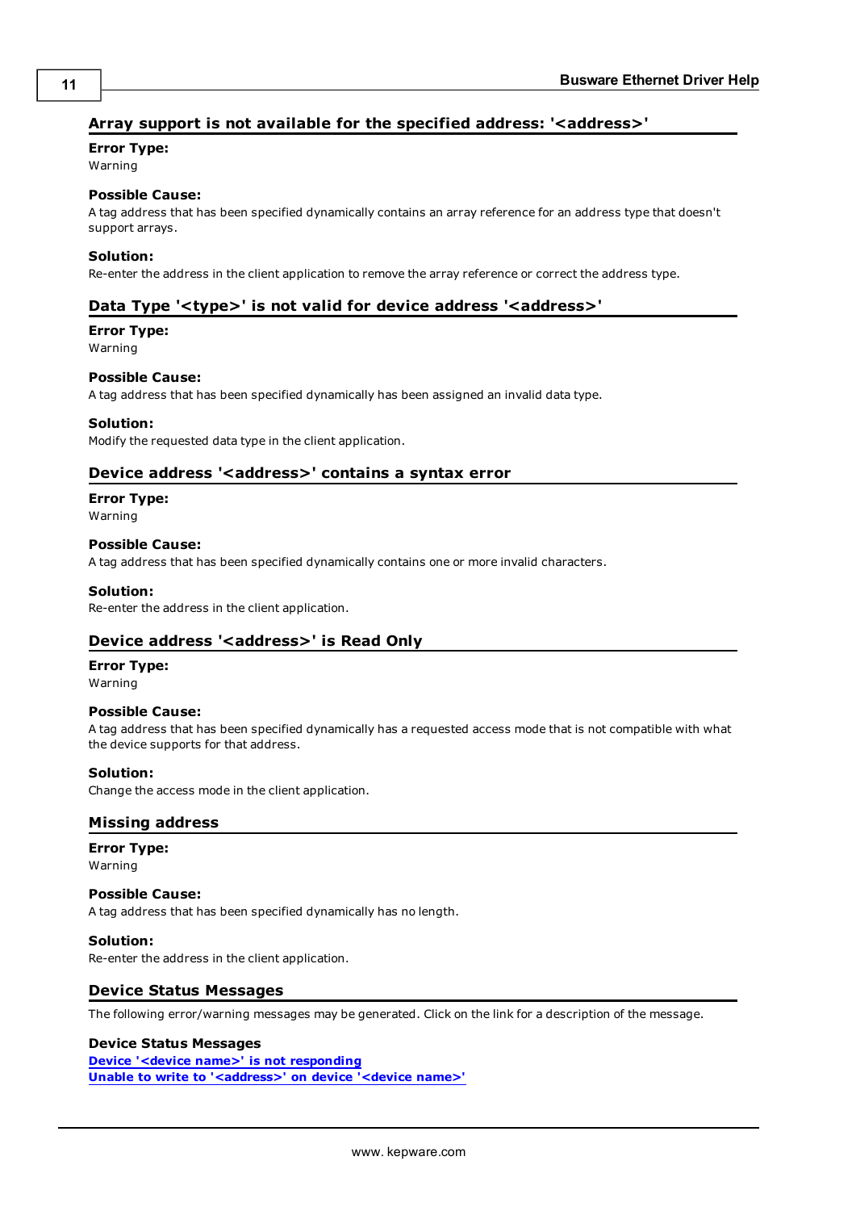## Array support is not available for the specified address: '<address>'

**Error Type:**
Warning

**Possible Cause:**
A tag address that has been specified dynamically contains an array reference for an address type that doesn't support arrays.

**Solution:**
Re-enter the address in the client application to remove the array reference or correct the address type.

## Data Type '<type>' is not valid for device address '<address>'

**Error Type:**
Warning

**Possible Cause:**
A tag address that has been specified dynamically has been assigned an invalid data type.

**Solution:**
Modify the requested data type in the client application.

## Device address '<address>' contains a syntax error

**Error Type:**
Warning

**Possible Cause:**
A tag address that has been specified dynamically contains one or more invalid characters.

**Solution:**
Re-enter the address in the client application.

## Device address '<address>' is Read Only

**Error Type:**
Warning

**Possible Cause:**
A tag address that has been specified dynamically has a requested access mode that is not compatible with what the device supports for that address.

**Solution:**
Change the access mode in the client application.

## Missing address

**Error Type:**
Warning

**Possible Cause:**
A tag address that has been specified dynamically has no length.

**Solution:**
Re-enter the address in the client application.

## Device Status Messages

The following error/warning messages may be generated. Click on the link for a description of the message.

**Device Status Messages**
**Device '<device name>' is not responding**
**Unable to write to '<address>' on device '<device name>'**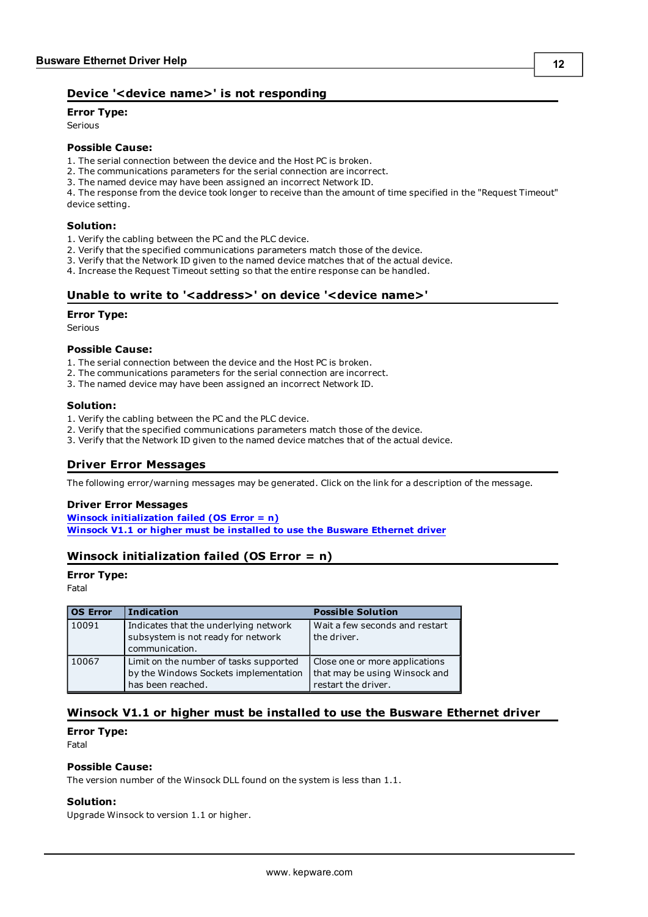## Device '<device name>' is not responding

**Error Type:**
Serious

**Possible Cause:**
1. The serial connection between the device and the Host PC is broken.
2. The communications parameters for the serial connection are incorrect.
3. The named device may have been assigned an incorrect Network ID.
4. The response from the device took longer to receive than the amount of time specified in the "Request Timeout" device setting.

**Solution:**
1. Verify the cabling between the PC and the PLC device.
2. Verify that the specified communications parameters match those of the device.
3. Verify that the Network ID given to the named device matches that of the actual device.
4. Increase the Request Timeout setting so that the entire response can be handled.

## Unable to write to '<address>' on device '<device name>'

**Error Type:**
Serious

**Possible Cause:**
1. The serial connection between the device and the Host PC is broken.
2. The communications parameters for the serial connection are incorrect.
3. The named device may have been assigned an incorrect Network ID.

**Solution:**
1. Verify the cabling between the PC and the PLC device.
2. Verify that the specified communications parameters match those of the device.
3. Verify that the Network ID given to the named device matches that of the actual device.

## Driver Error Messages

The following error/warning messages may be generated. Click on the link for a description of the message.

**Driver Error Messages**
**Winsock initialization failed (OS Error = n)**
**Winsock V1.1 or higher must be installed to use the Busware Ethernet driver**

## Winsock initialization failed (OS Error = n)

**Error Type:**
Fatal

| OS Error | Indication | Possible Solution |
|---|---|---|
| 10091 | Indicates that the underlying network subsystem is not ready for network communication. | Wait a few seconds and restart the driver. |
| 10067 | Limit on the number of tasks supported by the Windows Sockets implementation has been reached. | Close one or more applications that may be using Winsock and restart the driver. |

## Winsock V1.1 or higher must be installed to use the Busware Ethernet driver

**Error Type:**
Fatal

**Possible Cause:**
The version number of the Winsock DLL found on the system is less than 1.1.

**Solution:**
Upgrade Winsock to version 1.1 or higher.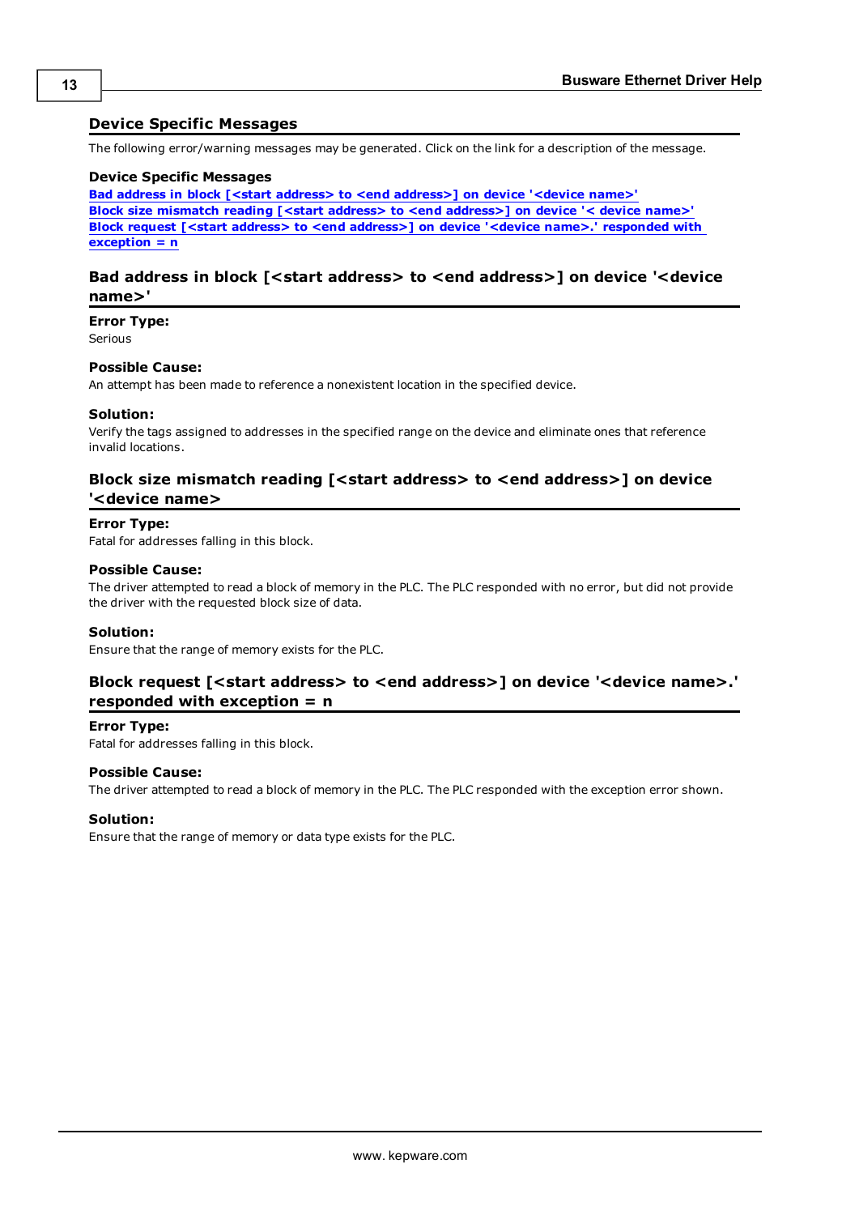## Device Specific Messages

The following error/warning messages may be generated. Click on the link for a description of the message.

### Device Specific Messages

[Bad address in block [<start address> to <end address>] on device '<device name>']
[Block size mismatch reading [<start address> to <end address>] on device '< device name>']
[Block request [<start address> to <end address>] on device '<device name>.' responded with exception = n]

## Bad address in block [<start address> to <end address>] on device '<device name>'

**Error Type:**
Serious

**Possible Cause:**
An attempt has been made to reference a nonexistent location in the specified device.

**Solution:**
Verify the tags assigned to addresses in the specified range on the device and eliminate ones that reference invalid locations.

## Block size mismatch reading [<start address> to <end address>] on device '<device name>

**Error Type:**
Fatal for addresses falling in this block.

**Possible Cause:**
The driver attempted to read a block of memory in the PLC. The PLC responded with no error, but did not provide the driver with the requested block size of data.

**Solution:**
Ensure that the range of memory exists for the PLC.

## Block request [<start address> to <end address>] on device '<device name>.' responded with exception = n

**Error Type:**
Fatal for addresses falling in this block.

**Possible Cause:**
The driver attempted to read a block of memory in the PLC. The PLC responded with the exception error shown.

**Solution:**
Ensure that the range of memory or data type exists for the PLC.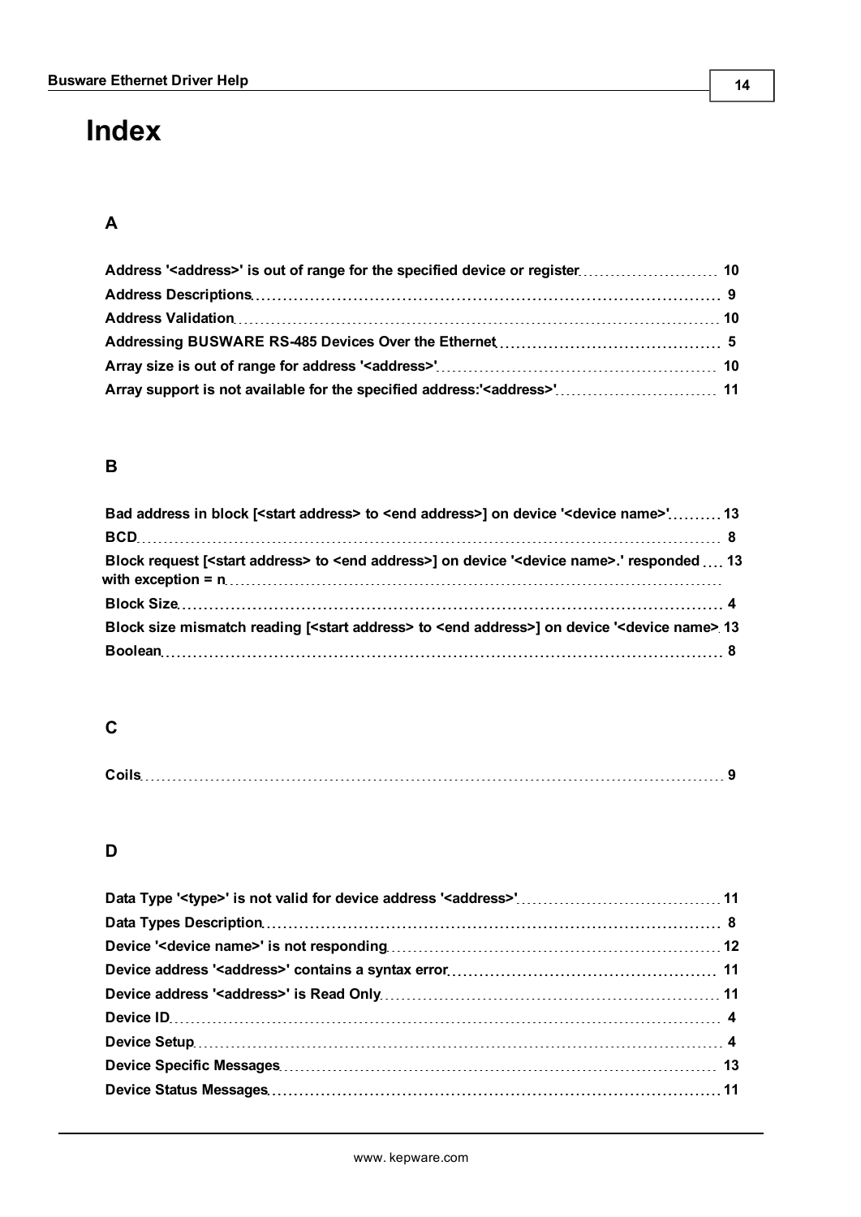# Index

## A

Address '<address>' is out of range for the specified device or register 10
Address Descriptions 9
Address Validation 10
Addressing BUSWARE RS-485 Devices Over the Ethernet 5
Array size is out of range for address '<address>' 10
Array support is not available for the specified address:'<address>' 11

## B

Bad address in block [<start address> to <end address>] on device '<device name>' 13
BCD 8
Block request [<start address> to <end address>] on device '<device name>.' responded with exception = n 13
Block Size 4
Block size mismatch reading [<start address> to <end address>] on device '<device name> 13
Boolean 8

## C

Coils 9

## D

Data Type '<type>' is not valid for device address '<address>' 11
Data Types Description 8
Device '<device name>' is not responding 12
Device address '<address>' contains a syntax error 11
Device address '<address>' is Read Only 11
Device ID 4
Device Setup 4
Device Specific Messages 13
Device Status Messages 11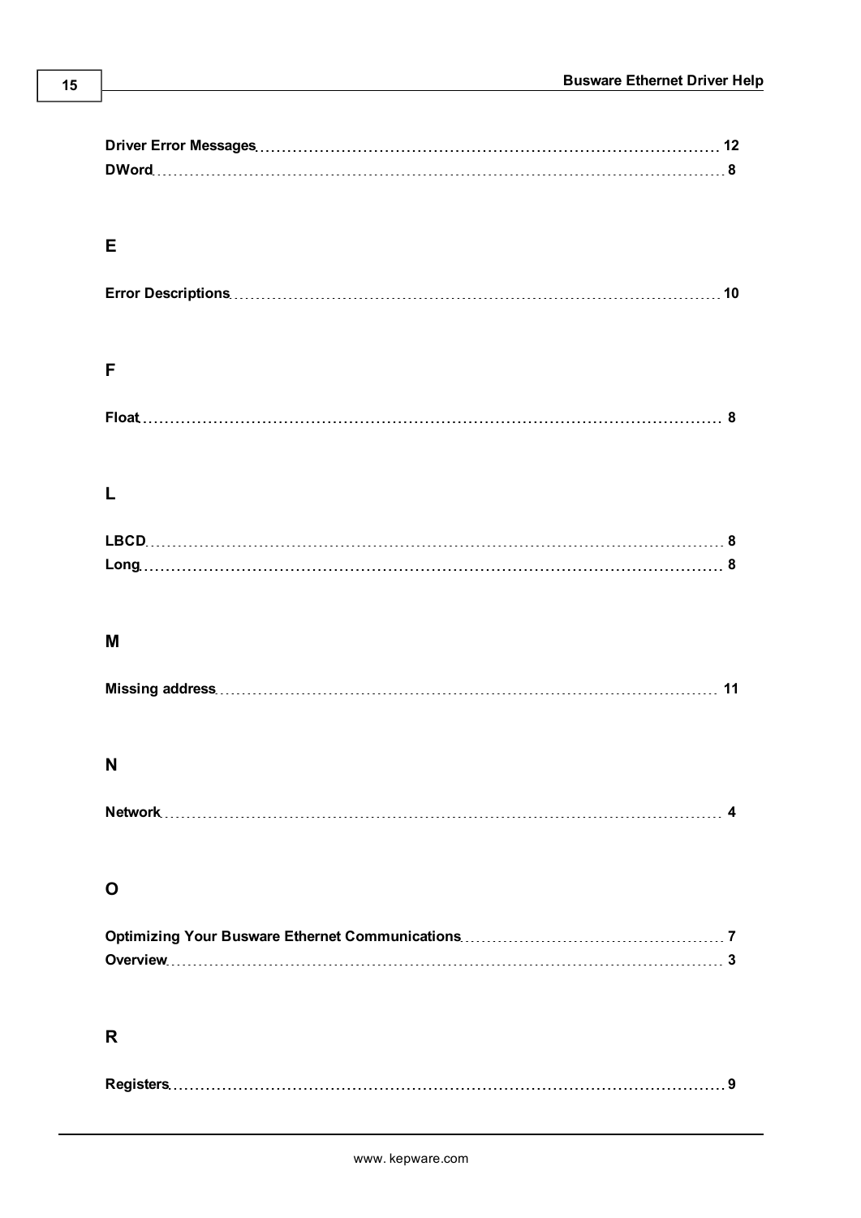**Driver Error Messages** 12
**DWord** 8

## E

**Error Descriptions** 10

## F

**Float** 8

## L

**LBCD** 8
**Long** 8

## M

**Missing address** 11

## N

**Network** 4

## O

**Optimizing Your Busware Ethernet Communications** 7
**Overview** 3

## R

**Registers** 9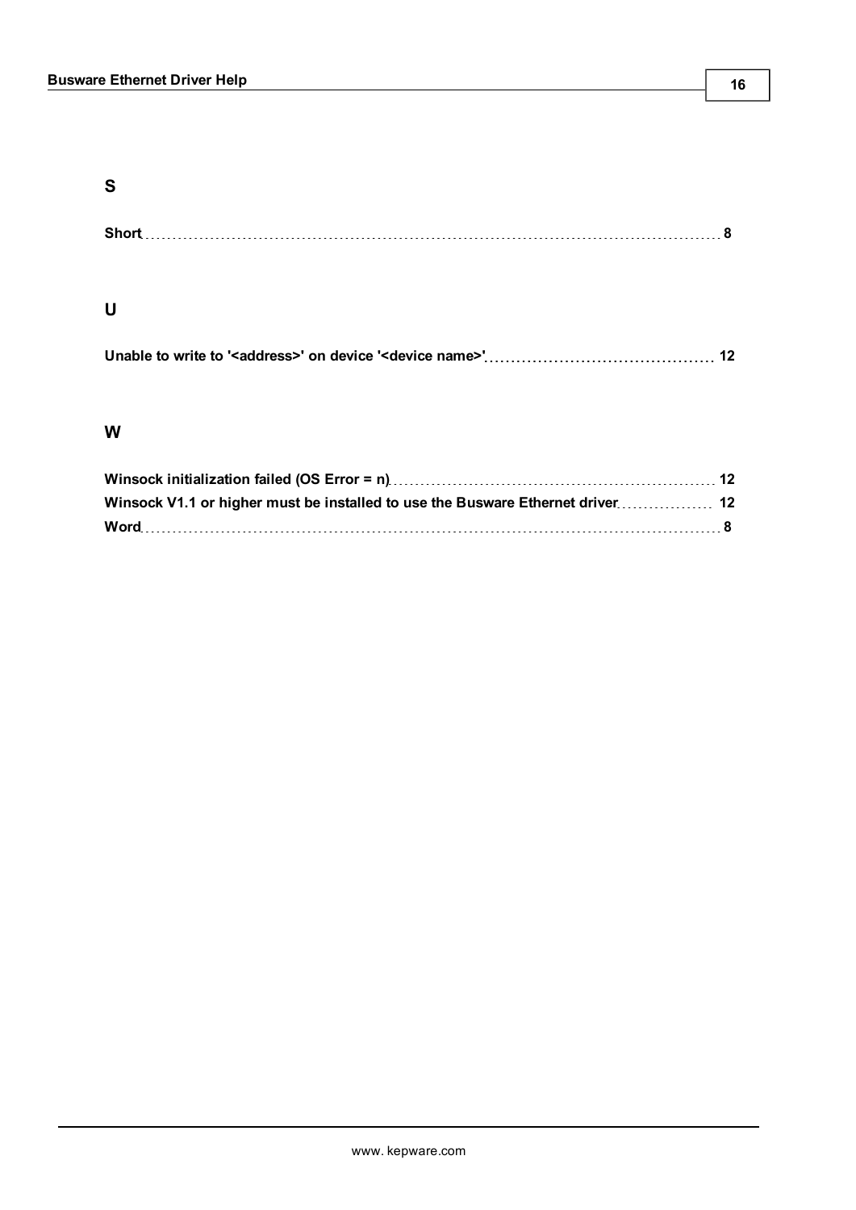## S

**Short** ........ **8**

## U

**Unable to write to '<address>' on device '<device name>'** ........ **12**

## W

**Winsock initialization failed (OS Error = n)** ........ **12**
**Winsock V1.1 or higher must be installed to use the Busware Ethernet driver** ........ **12**
**Word** ........ **8**